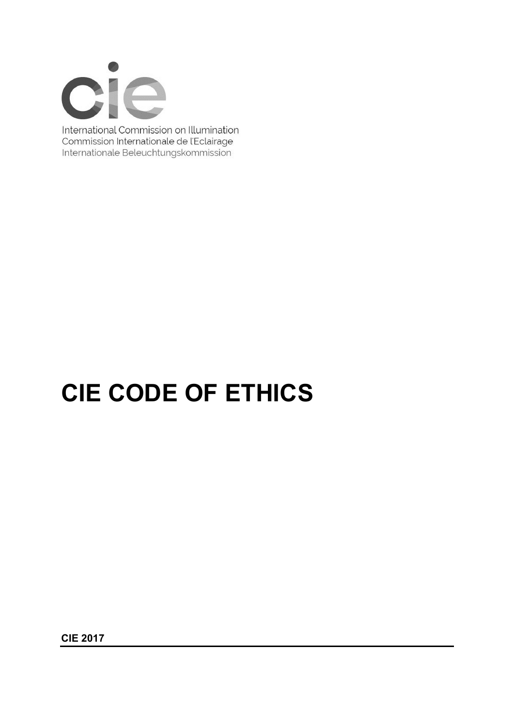International Commission on Illumination
Commission Internationale de l'Eclairage
Internationale Beleuchtungskommission

# CIE CODE OF ETHICS

**CIE 2017**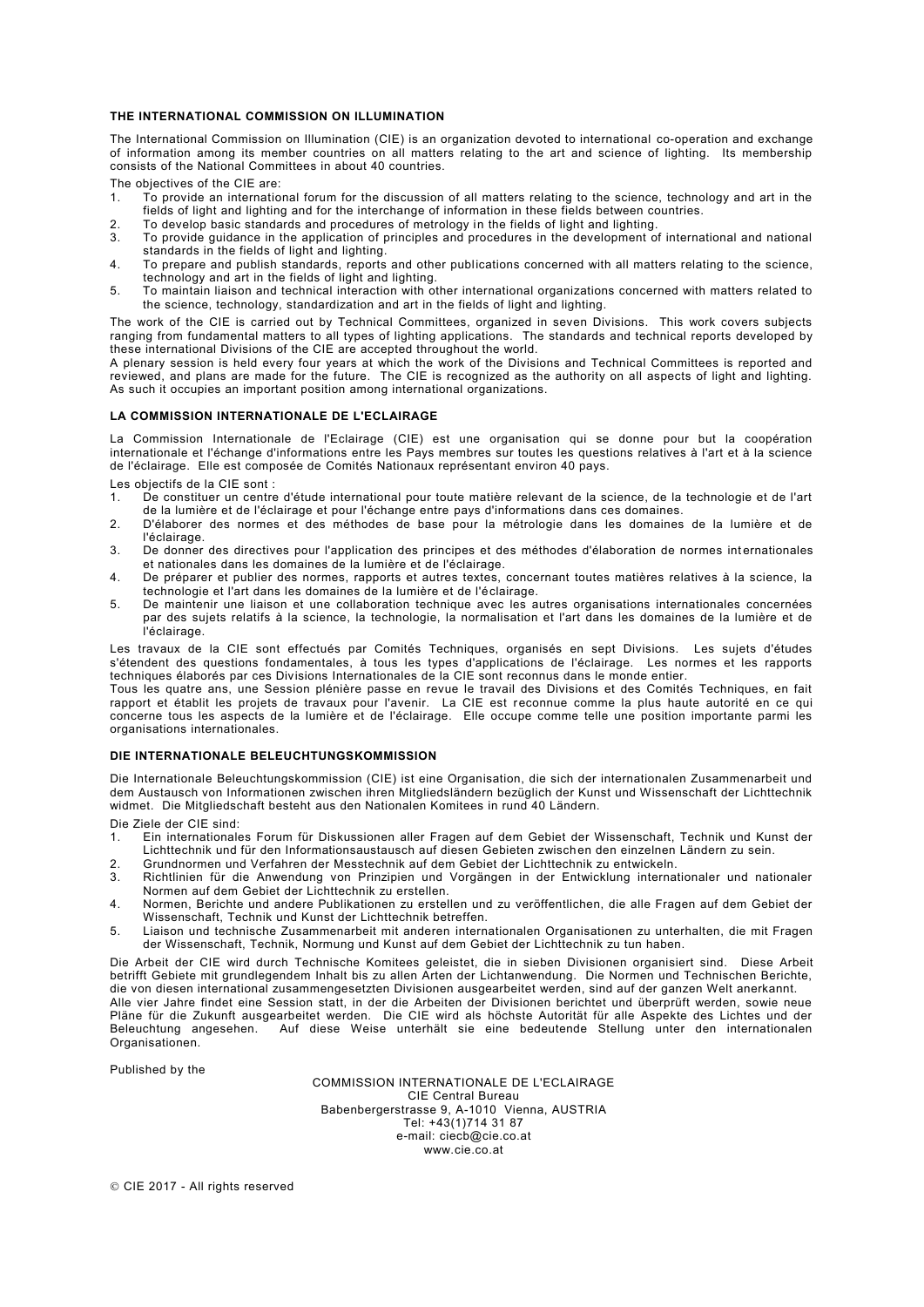### THE INTERNATIONAL COMMISSION ON ILLUMINATION

The International Commission on Illumination (CIE) is an organization devoted to international co-operation and exchange of information among its member countries on all matters relating to the art and science of lighting. Its membership consists of the National Committees in about 40 countries.

The objectives of the CIE are:

1. To provide an international forum for the discussion of all matters relating to the science, technology and art in the fields of light and lighting and for the interchange of information in these fields between countries.
2. To develop basic standards and procedures of metrology in the fields of light and lighting.
3. To provide guidance in the application of principles and procedures in the development of international and national standards in the fields of light and lighting.
4. To prepare and publish standards, reports and other publications concerned with all matters relating to the science, technology and art in the fields of light and lighting.
5. To maintain liaison and technical interaction with other international organizations concerned with matters related to the science, technology, standardization and art in the fields of light and lighting.

The work of the CIE is carried out by Technical Committees, organized in seven Divisions. This work covers subjects ranging from fundamental matters to all types of lighting applications. The standards and technical reports developed by these international Divisions of the CIE are accepted throughout the world.

A plenary session is held every four years at which the work of the Divisions and Technical Committees is reported and reviewed, and plans are made for the future. The CIE is recognized as the authority on all aspects of light and lighting. As such it occupies an important position among international organizations.

### LA COMMISSION INTERNATIONALE DE L'ECLAIRAGE

La Commission Internationale de l'Eclairage (CIE) est une organisation qui se donne pour but la coopération internationale et l'échange d'informations entre les Pays membres sur toutes les questions relatives à l'art et à la science de l'éclairage. Elle est composée de Comités Nationaux représentant environ 40 pays.

Les objectifs de la CIE sont :

1. De constituer un centre d'étude international pour toute matière relevant de la science, de la technologie et de l'art de la lumière et de l'éclairage et pour l'échange entre pays d'informations dans ces domaines.
2. D'élaborer des normes et des méthodes de base pour la métrologie dans les domaines de la lumière et de l'éclairage.
3. De donner des directives pour l'application des principes et des méthodes d'élaboration de normes internationales et nationales dans les domaines de la lumière et de l'éclairage.
4. De préparer et publier des normes, rapports et autres textes, concernant toutes matières relatives à la science, la technologie et l'art dans les domaines de la lumière et de l'éclairage.
5. De maintenir une liaison et une collaboration technique avec les autres organisations internationales concernées par des sujets relatifs à la science, la technologie, la normalisation et l'art dans les domaines de la lumière et de l'éclairage.

Les travaux de la CIE sont effectués par Comités Techniques, organisés en sept Divisions. Les sujets d'études s'étendent des questions fondamentales, à tous les types d'applications de l'éclairage. Les normes et les rapports techniques élaborés par ces Divisions Internationales de la CIE sont reconnus dans le monde entier.

Tous les quatre ans, une Session plénière passe en revue le travail des Divisions et des Comités Techniques, en fait rapport et établit les projets de travaux pour l'avenir. La CIE est reconnue comme la plus haute autorité en ce qui concerne tous les aspects de la lumière et de l'éclairage. Elle occupe comme telle une position importante parmi les organisations internationales.

### DIE INTERNATIONALE BELEUCHTUNGSKOMMISSION

Die Internationale Beleuchtungskommission (CIE) ist eine Organisation, die sich der internationalen Zusammenarbeit und dem Austausch von Informationen zwischen ihren Mitgliedsländern bezüglich der Kunst und Wissenschaft der Lichttechnik widmet. Die Mitgliedschaft besteht aus den Nationalen Komitees in rund 40 Ländern.

Die Ziele der CIE sind:

1. Ein internationales Forum für Diskussionen aller Fragen auf dem Gebiet der Wissenschaft, Technik und Kunst der Lichttechnik und für den Informationsaustausch auf diesen Gebieten zwischen den einzelnen Ländern zu sein.
2. Grundnormen und Verfahren der Messtechnik auf dem Gebiet der Lichttechnik zu entwickeln.
3. Richtlinien für die Anwendung von Prinzipien und Vorgängen in der Entwicklung internationaler und nationaler Normen auf dem Gebiet der Lichttechnik zu erstellen.
4. Normen, Berichte und andere Publikationen zu erstellen und zu veröffentlichen, die alle Fragen auf dem Gebiet der Wissenschaft, Technik und Kunst der Lichttechnik betreffen.
5. Liaison und technische Zusammenarbeit mit anderen internationalen Organisationen zu unterhalten, die mit Fragen der Wissenschaft, Technik, Normung und Kunst auf dem Gebiet der Lichttechnik zu tun haben.

Die Arbeit der CIE wird durch Technische Komitees geleistet, die in sieben Divisionen organisiert sind. Diese Arbeit betrifft Gebiete mit grundlegendem Inhalt bis zu allen Arten der Lichtanwendung. Die Normen und Technischen Berichte, die von diesen international zusammengesetzten Divisionen ausgearbeitet werden, sind auf der ganzen Welt anerkannt.

Alle vier Jahre findet eine Session statt, in der die Arbeiten der Divisionen berichtet und überprüft werden, sowie neue Pläne für die Zukunft ausgearbeitet werden. Die CIE wird als höchste Autorität für alle Aspekte des Lichtes und der Beleuchtung angesehen. Auf diese Weise unterhält sie eine bedeutende Stellung unter den internationalen Organisationen.

Published by the

COMMISSION INTERNATIONALE DE L'ECLAIRAGE
CIE Central Bureau
Babenbergerstrasse 9, A-1010 Vienna, AUSTRIA
Tel: +43(1)714 31 87
e-mail: ciecb@cie.co.at
www.cie.co.at

© CIE 2017 - All rights reserved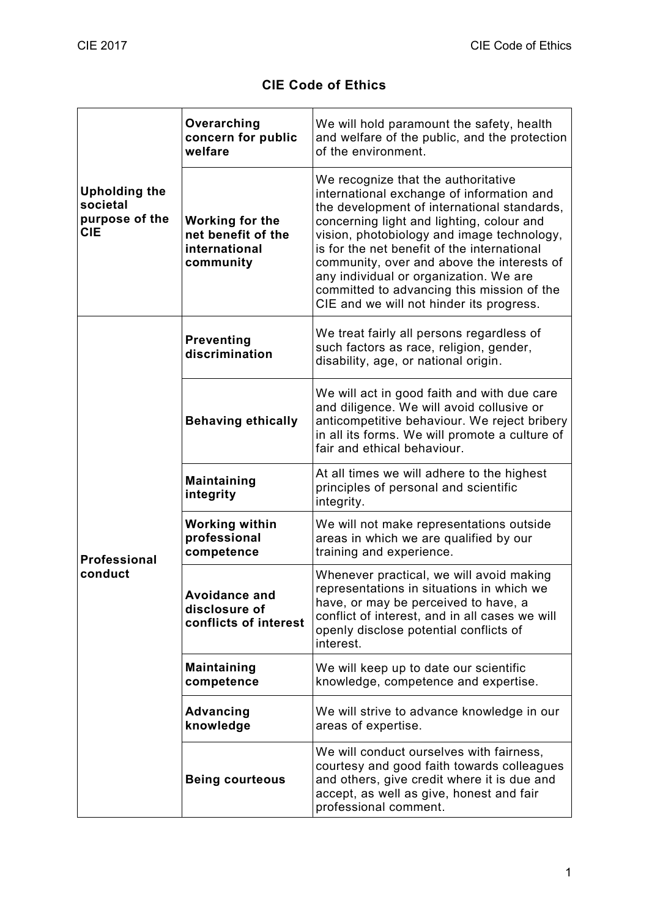# CIE Code of Ethics

| | | |
|---|---|---|
| **Upholding the societal purpose of the CIE** | **Overarching concern for public welfare** | We will hold paramount the safety, health and welfare of the public, and the protection of the environment. |
| | **Working for the net benefit of the international community** | We recognize that the authoritative international exchange of information and the development of international standards, concerning light and lighting, colour and vision, photobiology and image technology, is for the net benefit of the international community, over and above the interests of any individual or organization. We are committed to advancing this mission of the CIE and we will not hinder its progress. |
| **Professional conduct** | **Preventing discrimination** | We treat fairly all persons regardless of such factors as race, religion, gender, disability, age, or national origin. |
| | **Behaving ethically** | We will act in good faith and with due care and diligence. We will avoid collusive or anticompetitive behaviour. We reject bribery in all its forms. We will promote a culture of fair and ethical behaviour. |
| | **Maintaining integrity** | At all times we will adhere to the highest principles of personal and scientific integrity. |
| | **Working within professional competence** | We will not make representations outside areas in which we are qualified by our training and experience. |
| | **Avoidance and disclosure of conflicts of interest** | Whenever practical, we will avoid making representations in situations in which we have, or may be perceived to have, a conflict of interest, and in all cases we will openly disclose potential conflicts of interest. |
| | **Maintaining competence** | We will keep up to date our scientific knowledge, competence and expertise. |
| | **Advancing knowledge** | We will strive to advance knowledge in our areas of expertise. |
| | **Being courteous** | We will conduct ourselves with fairness, courtesy and good faith towards colleagues and others, give credit where it is due and accept, as well as give, honest and fair professional comment. |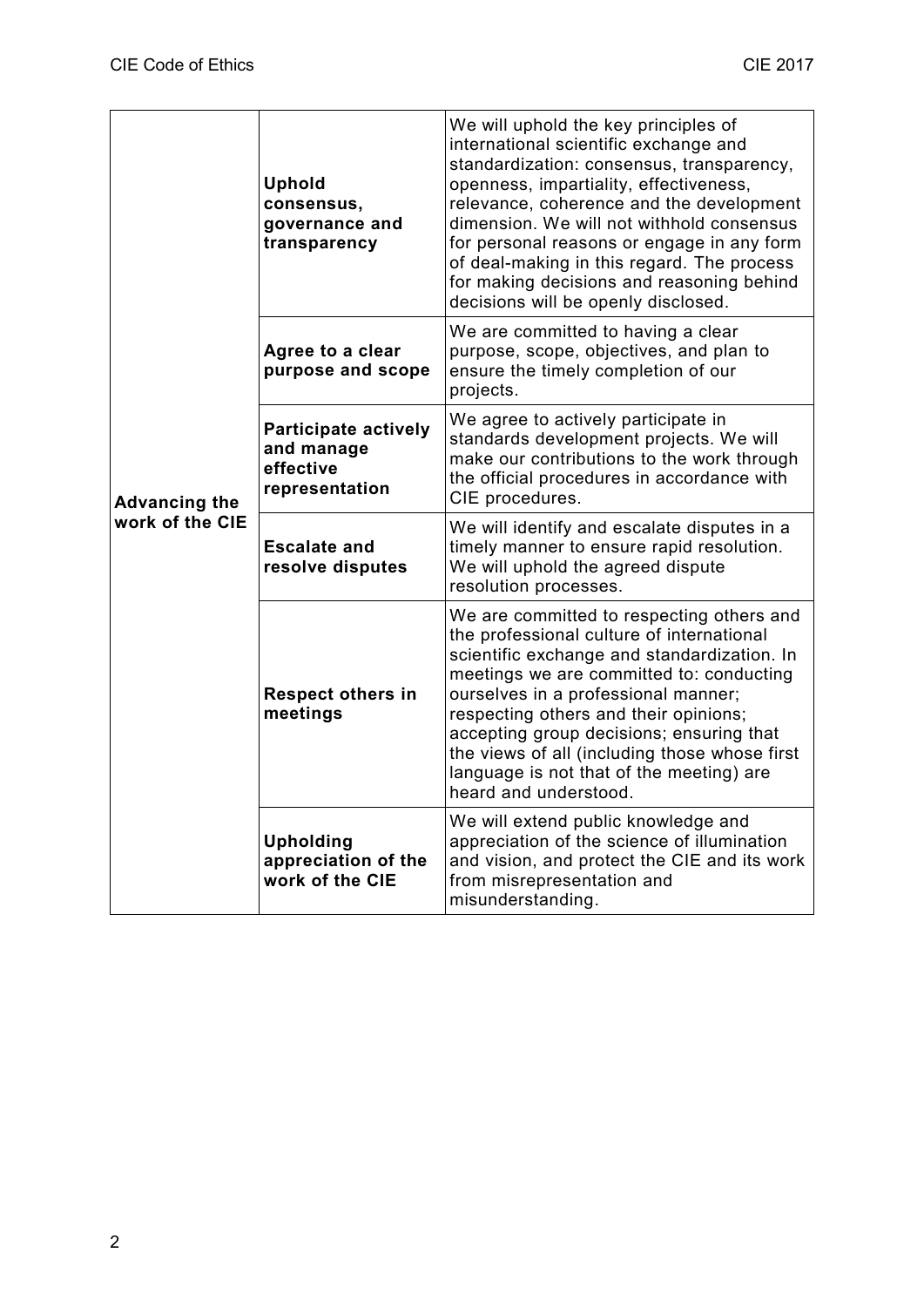| | | |
|---|---|---|
| **Advancing the work of the CIE** | **Uphold consensus, governance and transparency** | We will uphold the key principles of international scientific exchange and standardization: consensus, transparency, openness, impartiality, effectiveness, relevance, coherence and the development dimension. We will not withhold consensus for personal reasons or engage in any form of deal-making in this regard. The process for making decisions and reasoning behind decisions will be openly disclosed. |
| | **Agree to a clear purpose and scope** | We are committed to having a clear purpose, scope, objectives, and plan to ensure the timely completion of our projects. |
| | **Participate actively and manage effective representation** | We agree to actively participate in standards development projects. We will make our contributions to the work through the official procedures in accordance with CIE procedures. |
| | **Escalate and resolve disputes** | We will identify and escalate disputes in a timely manner to ensure rapid resolution. We will uphold the agreed dispute resolution processes. |
| | **Respect others in meetings** | We are committed to respecting others and the professional culture of international scientific exchange and standardization. In meetings we are committed to: conducting ourselves in a professional manner; respecting others and their opinions; accepting group decisions; ensuring that the views of all (including those whose first language is not that of the meeting) are heard and understood. |
| | **Upholding appreciation of the work of the CIE** | We will extend public knowledge and appreciation of the science of illumination and vision, and protect the CIE and its work from misrepresentation and misunderstanding. |